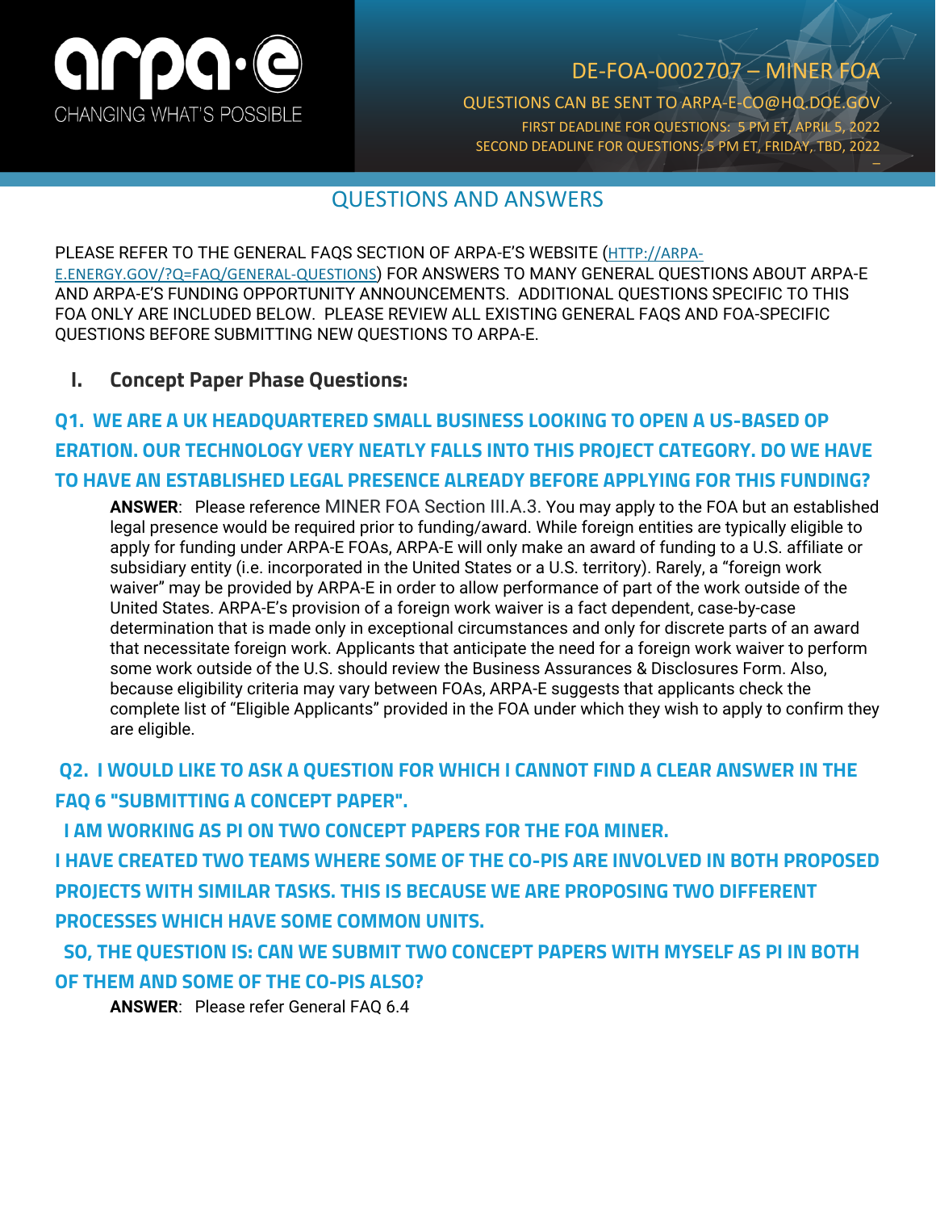DE-FOA-0002707 – MINER FOA

QUESTIONS CAN BE SENT TO ARPA-E-CO@HQ.DOE.GOV

FIRST DEADLINE FOR QUESTIONS: 5 PM ET, APRIL 5, 2022

SECOND DEADLINE FOR QUESTIONS: 5 PM ET, FRIDAY, TBD, 2022

# QUESTIONS AND ANSWERS

PLEASE REFER TO THE GENERAL FAQS SECTION OF ARPA-E'S WEBSITE (HTTP://ARPA-E.ENERGY.GOV/?Q=FAQ/GENERAL-QUESTIONS) FOR ANSWERS TO MANY GENERAL QUESTIONS ABOUT ARPA-E AND ARPA-E'S FUNDING OPPORTUNITY ANNOUNCEMENTS. ADDITIONAL QUESTIONS SPECIFIC TO THIS FOA ONLY ARE INCLUDED BELOW. PLEASE REVIEW ALL EXISTING GENERAL FAQS AND FOA-SPECIFIC QUESTIONS BEFORE SUBMITTING NEW QUESTIONS TO ARPA-E.

## I. Concept Paper Phase Questions:

### Q1. WE ARE A UK HEADQUARTERED SMALL BUSINESS LOOKING TO OPEN A US-BASED OP ERATION. OUR TECHNOLOGY VERY NEATLY FALLS INTO THIS PROJECT CATEGORY. DO WE HAVE TO HAVE AN ESTABLISHED LEGAL PRESENCE ALREADY BEFORE APPLYING FOR THIS FUNDING?

**ANSWER**: Please reference MINER FOA Section III.A.3. You may apply to the FOA but an established legal presence would be required prior to funding/award. While foreign entities are typically eligible to apply for funding under ARPA-E FOAs, ARPA-E will only make an award of funding to a U.S. affiliate or subsidiary entity (i.e. incorporated in the United States or a U.S. territory). Rarely, a "foreign work waiver" may be provided by ARPA-E in order to allow performance of part of the work outside of the United States. ARPA-E's provision of a foreign work waiver is a fact dependent, case-by-case determination that is made only in exceptional circumstances and only for discrete parts of an award that necessitate foreign work. Applicants that anticipate the need for a foreign work waiver to perform some work outside of the U.S. should review the Business Assurances & Disclosures Form. Also, because eligibility criteria may vary between FOAs, ARPA-E suggests that applicants check the complete list of "Eligible Applicants" provided in the FOA under which they wish to apply to confirm they are eligible.

### Q2. I WOULD LIKE TO ASK A QUESTION FOR WHICH I CANNOT FIND A CLEAR ANSWER IN THE FAQ 6 "SUBMITTING A CONCEPT PAPER". I AM WORKING AS PI ON TWO CONCEPT PAPERS FOR THE FOA MINER. I HAVE CREATED TWO TEAMS WHERE SOME OF THE CO-PIS ARE INVOLVED IN BOTH PROPOSED PROJECTS WITH SIMILAR TASKS. THIS IS BECAUSE WE ARE PROPOSING TWO DIFFERENT PROCESSES WHICH HAVE SOME COMMON UNITS. SO, THE QUESTION IS: CAN WE SUBMIT TWO CONCEPT PAPERS WITH MYSELF AS PI IN BOTH OF THEM AND SOME OF THE CO-PIS ALSO?

**ANSWER**: Please refer General FAQ 6.4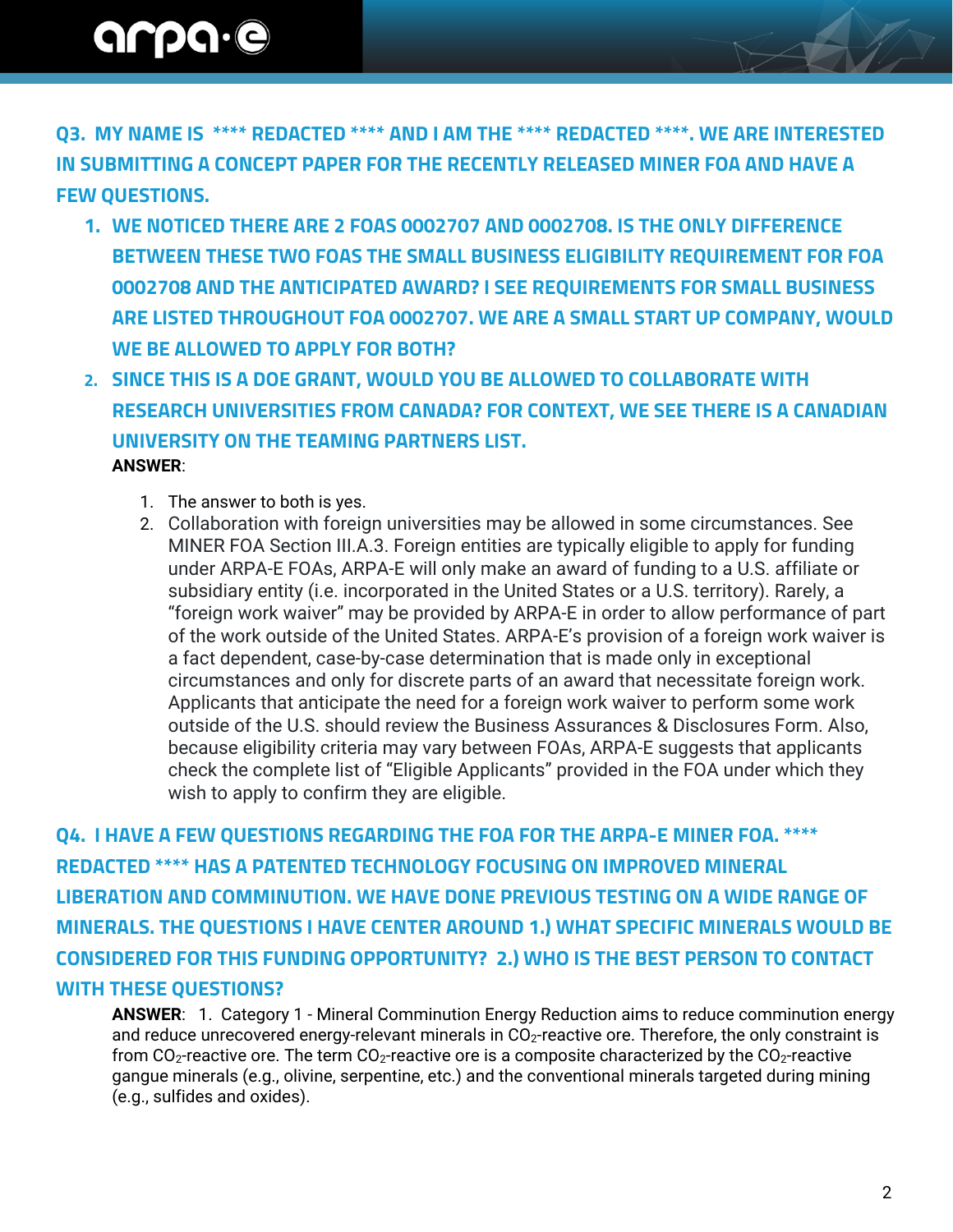## Q3. MY NAME IS **** REDACTED **** AND I AM THE **** REDACTED ****. WE ARE INTERESTED IN SUBMITTING A CONCEPT PAPER FOR THE RECENTLY RELEASED MINER FOA AND HAVE A FEW QUESTIONS.

1. **WE NOTICED THERE ARE 2 FOAS 0002707 AND 0002708. IS THE ONLY DIFFERENCE BETWEEN THESE TWO FOAS THE SMALL BUSINESS ELIGIBILITY REQUIREMENT FOR FOA 0002708 AND THE ANTICIPATED AWARD? I SEE REQUIREMENTS FOR SMALL BUSINESS ARE LISTED THROUGHOUT FOA 0002707. WE ARE A SMALL START UP COMPANY, WOULD WE BE ALLOWED TO APPLY FOR BOTH?**
2. **SINCE THIS IS A DOE GRANT, WOULD YOU BE ALLOWED TO COLLABORATE WITH RESEARCH UNIVERSITIES FROM CANADA? FOR CONTEXT, WE SEE THERE IS A CANADIAN UNIVERSITY ON THE TEAMING PARTNERS LIST.**

**ANSWER**:

1. The answer to both is yes.
2. Collaboration with foreign universities may be allowed in some circumstances. See MINER FOA Section III.A.3. Foreign entities are typically eligible to apply for funding under ARPA-E FOAs, ARPA-E will only make an award of funding to a U.S. affiliate or subsidiary entity (i.e. incorporated in the United States or a U.S. territory). Rarely, a "foreign work waiver" may be provided by ARPA-E in order to allow performance of part of the work outside of the United States. ARPA-E's provision of a foreign work waiver is a fact dependent, case-by-case determination that is made only in exceptional circumstances and only for discrete parts of an award that necessitate foreign work. Applicants that anticipate the need for a foreign work waiver to perform some work outside of the U.S. should review the Business Assurances & Disclosures Form. Also, because eligibility criteria may vary between FOAs, ARPA-E suggests that applicants check the complete list of "Eligible Applicants" provided in the FOA under which they wish to apply to confirm they are eligible.

## Q4. I HAVE A FEW QUESTIONS REGARDING THE FOA FOR THE ARPA-E MINER FOA. **** REDACTED **** HAS A PATENTED TECHNOLOGY FOCUSING ON IMPROVED MINERAL LIBERATION AND COMMINUTION. WE HAVE DONE PREVIOUS TESTING ON A WIDE RANGE OF MINERALS. THE QUESTIONS I HAVE CENTER AROUND 1.) WHAT SPECIFIC MINERALS WOULD BE CONSIDERED FOR THIS FUNDING OPPORTUNITY? 2.) WHO IS THE BEST PERSON TO CONTACT WITH THESE QUESTIONS?

**ANSWER**: 1. Category 1 - Mineral Comminution Energy Reduction aims to reduce comminution energy and reduce unrecovered energy-relevant minerals in $CO_2$-reactive ore. Therefore, the only constraint is from $CO_2$-reactive ore. The term $CO_2$-reactive ore is a composite characterized by the $CO_2$-reactive gangue minerals (e.g., olivine, serpentine, etc.) and the conventional minerals targeted during mining (e.g., sulfides and oxides).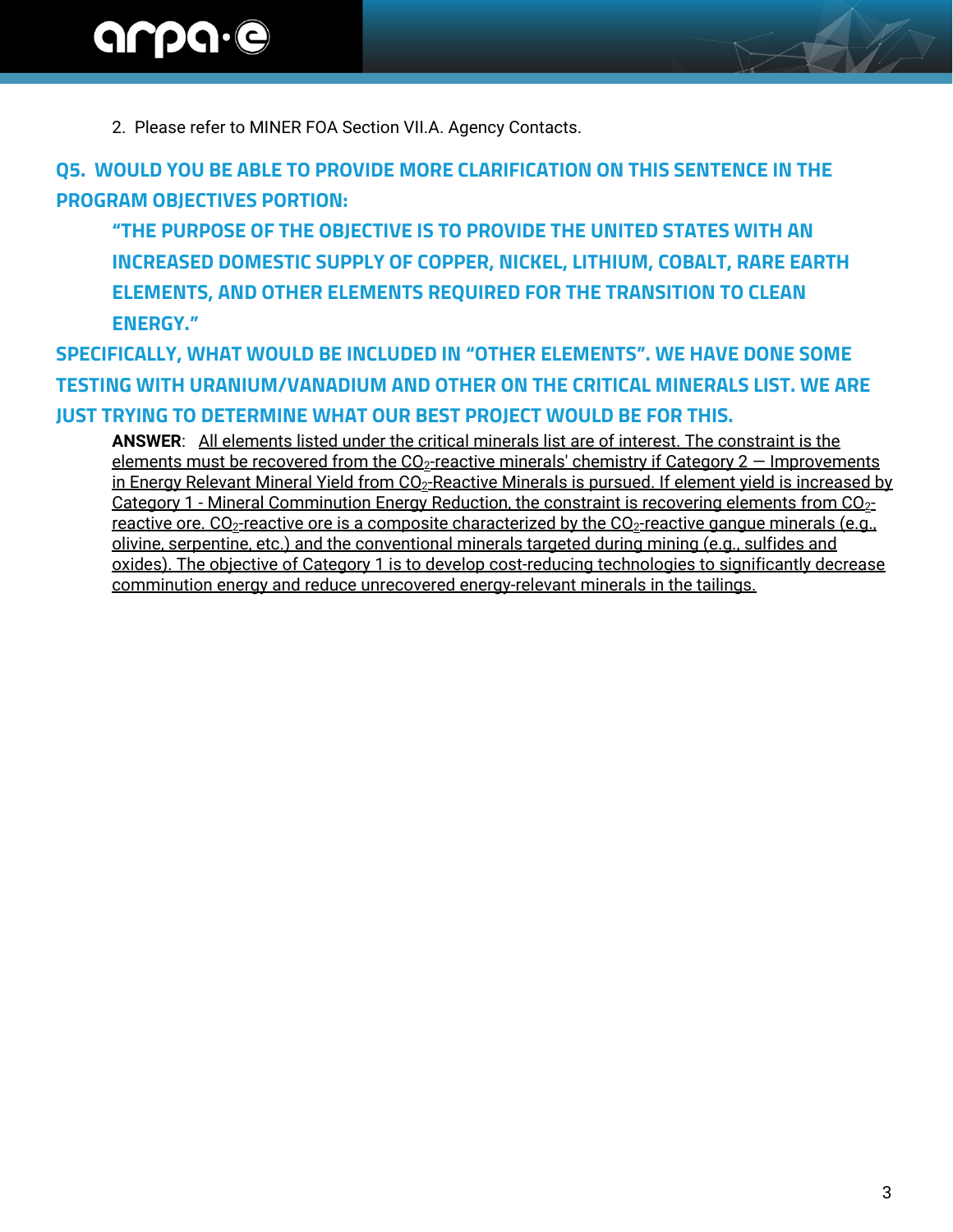2. Please refer to MINER FOA Section VII.A. Agency Contacts.

### Q5. WOULD YOU BE ABLE TO PROVIDE MORE CLARIFICATION ON THIS SENTENCE IN THE PROGRAM OBJECTIVES PORTION:

### "THE PURPOSE OF THE OBJECTIVE IS TO PROVIDE THE UNITED STATES WITH AN INCREASED DOMESTIC SUPPLY OF COPPER, NICKEL, LITHIUM, COBALT, RARE EARTH ELEMENTS, AND OTHER ELEMENTS REQUIRED FOR THE TRANSITION TO CLEAN ENERGY."

### SPECIFICALLY, WHAT WOULD BE INCLUDED IN "OTHER ELEMENTS". WE HAVE DONE SOME TESTING WITH URANIUM/VANADIUM AND OTHER ON THE CRITICAL MINERALS LIST. WE ARE JUST TRYING TO DETERMINE WHAT OUR BEST PROJECT WOULD BE FOR THIS.

**ANSWER**: All elements listed under the critical minerals list are of interest. The constraint is the elements must be recovered from the $CO_2$-reactive minerals' chemistry if Category 2 — Improvements in Energy Relevant Mineral Yield from $CO_2$-Reactive Minerals is pursued. If element yield is increased by Category 1 - Mineral Comminution Energy Reduction, the constraint is recovering elements from $CO_2$-reactive ore. $CO_2$-reactive ore is a composite characterized by the $CO_2$-reactive gangue minerals (e.g., olivine, serpentine, etc.) and the conventional minerals targeted during mining (e.g., sulfides and oxides). The objective of Category 1 is to develop cost-reducing technologies to significantly decrease comminution energy and reduce unrecovered energy-relevant minerals in the tailings.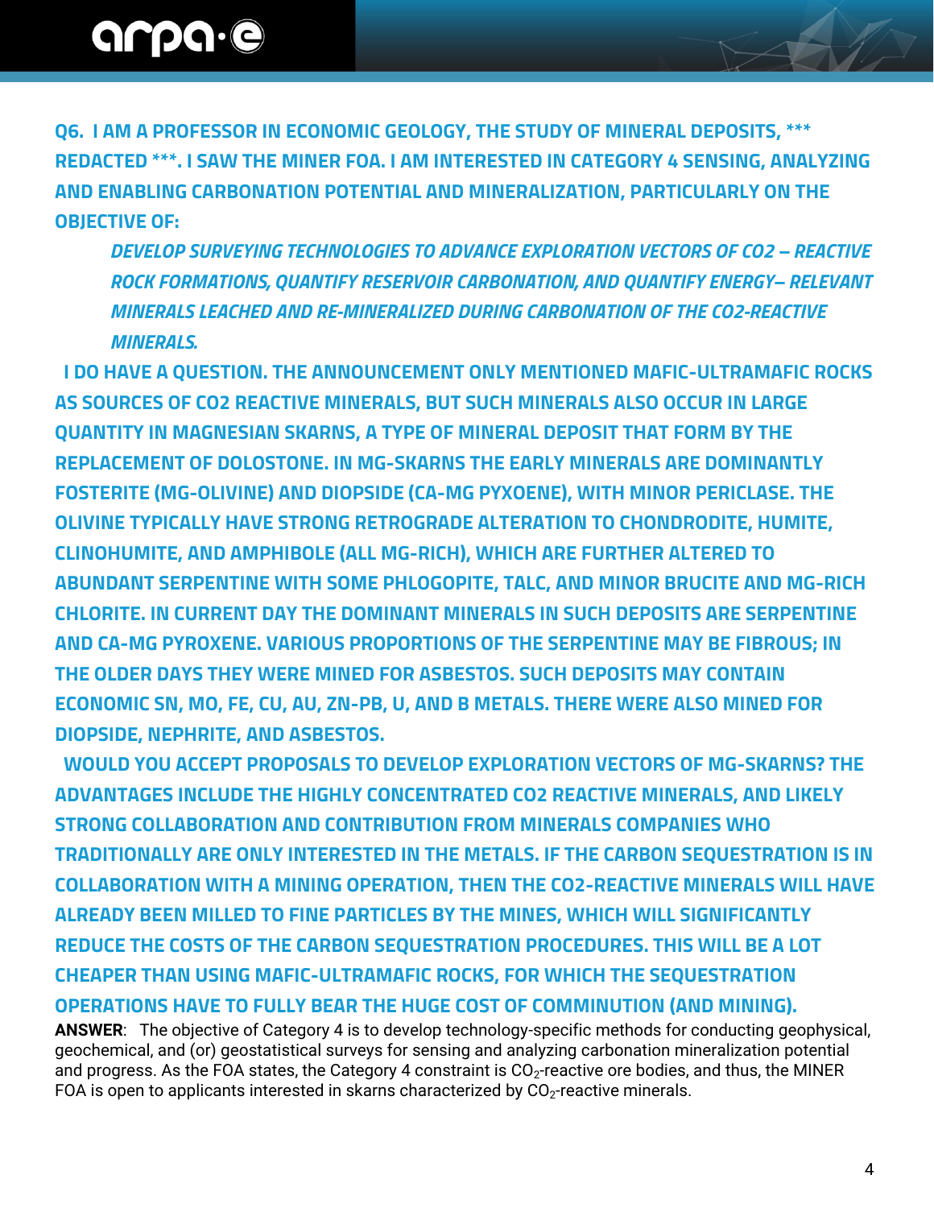**Q6. I AM A PROFESSOR IN ECONOMIC GEOLOGY, THE STUDY OF MINERAL DEPOSITS, *** REDACTED ***. I SAW THE MINER FOA. I AM INTERESTED IN CATEGORY 4 SENSING, ANALYZING AND ENABLING CARBONATION POTENTIAL AND MINERALIZATION, PARTICULARLY ON THE OBJECTIVE OF:**

> ***DEVELOP SURVEYING TECHNOLOGIES TO ADVANCE EXPLORATION VECTORS OF CO2 – REACTIVE ROCK FORMATIONS, QUANTIFY RESERVOIR CARBONATION, AND QUANTIFY ENERGY– RELEVANT MINERALS LEACHED AND RE-MINERALIZED DURING CARBONATION OF THE CO2-REACTIVE MINERALS.***

**I DO HAVE A QUESTION. THE ANNOUNCEMENT ONLY MENTIONED MAFIC-ULTRAMAFIC ROCKS AS SOURCES OF CO2 REACTIVE MINERALS, BUT SUCH MINERALS ALSO OCCUR IN LARGE QUANTITY IN MAGNESIAN SKARNS, A TYPE OF MINERAL DEPOSIT THAT FORM BY THE REPLACEMENT OF DOLOSTONE. IN MG-SKARNS THE EARLY MINERALS ARE DOMINANTLY FOSTERITE (MG-OLIVINE) AND DIOPSIDE (CA-MG PYXOENE), WITH MINOR PERICLASE. THE OLIVINE TYPICALLY HAVE STRONG RETROGRADE ALTERATION TO CHONDRODITE, HUMITE, CLINOHUMITE, AND AMPHIBOLE (ALL MG-RICH), WHICH ARE FURTHER ALTERED TO ABUNDANT SERPENTINE WITH SOME PHLOGOPITE, TALC, AND MINOR BRUCITE AND MG-RICH CHLORITE. IN CURRENT DAY THE DOMINANT MINERALS IN SUCH DEPOSITS ARE SERPENTINE AND CA-MG PYROXENE. VARIOUS PROPORTIONS OF THE SERPENTINE MAY BE FIBROUS; IN THE OLDER DAYS THEY WERE MINED FOR ASBESTOS. SUCH DEPOSITS MAY CONTAIN ECONOMIC SN, MO, FE, CU, AU, ZN-PB, U, AND B METALS. THERE WERE ALSO MINED FOR DIOPSIDE, NEPHRITE, AND ASBESTOS.**

**WOULD YOU ACCEPT PROPOSALS TO DEVELOP EXPLORATION VECTORS OF MG-SKARNS? THE ADVANTAGES INCLUDE THE HIGHLY CONCENTRATED CO2 REACTIVE MINERALS, AND LIKELY STRONG COLLABORATION AND CONTRIBUTION FROM MINERALS COMPANIES WHO TRADITIONALLY ARE ONLY INTERESTED IN THE METALS. IF THE CARBON SEQUESTRATION IS IN COLLABORATION WITH A MINING OPERATION, THEN THE CO2-REACTIVE MINERALS WILL HAVE ALREADY BEEN MILLED TO FINE PARTICLES BY THE MINES, WHICH WILL SIGNIFICANTLY REDUCE THE COSTS OF THE CARBON SEQUESTRATION PROCEDURES. THIS WILL BE A LOT CHEAPER THAN USING MAFIC-ULTRAMAFIC ROCKS, FOR WHICH THE SEQUESTRATION OPERATIONS HAVE TO FULLY BEAR THE HUGE COST OF COMMINUTION (AND MINING).**

**ANSWER**: The objective of Category 4 is to develop technology-specific methods for conducting geophysical, geochemical, and (or) geostatistical surveys for sensing and analyzing carbonation mineralization potential and progress. As the FOA states, the Category 4 constraint is $CO_2$-reactive ore bodies, and thus, the MINER FOA is open to applicants interested in skarns characterized by $CO_2$-reactive minerals.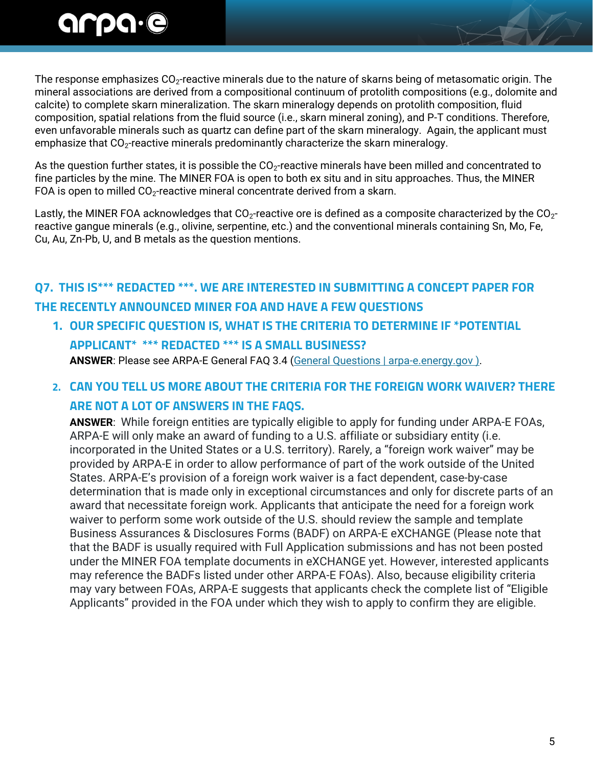The response emphasizes $CO_2$-reactive minerals due to the nature of skarns being of metasomatic origin. The mineral associations are derived from a compositional continuum of protolith compositions (e.g., dolomite and calcite) to complete skarn mineralization. The skarn mineralogy depends on protolith composition, fluid composition, spatial relations from the fluid source (i.e., skarn mineral zoning), and P-T conditions. Therefore, even unfavorable minerals such as quartz can define part of the skarn mineralogy. Again, the applicant must emphasize that $CO_2$-reactive minerals predominantly characterize the skarn mineralogy.

As the question further states, it is possible the $CO_2$-reactive minerals have been milled and concentrated to fine particles by the mine. The MINER FOA is open to both ex situ and in situ approaches. Thus, the MINER FOA is open to milled $CO_2$-reactive mineral concentrate derived from a skarn.

Lastly, the MINER FOA acknowledges that $CO_2$-reactive ore is defined as a composite characterized by the $CO_2$-reactive gangue minerals (e.g., olivine, serpentine, etc.) and the conventional minerals containing Sn, Mo, Fe, Cu, Au, Zn-Pb, U, and B metals as the question mentions.

## Q7. THIS IS*** REDACTED ***. WE ARE INTERESTED IN SUBMITTING A CONCEPT PAPER FOR THE RECENTLY ANNOUNCED MINER FOA AND HAVE A FEW QUESTIONS

1. **OUR SPECIFIC QUESTION IS, WHAT IS THE CRITERIA TO DETERMINE IF *POTENTIAL APPLICANT* *** REDACTED *** IS A SMALL BUSINESS?**
   **ANSWER**: Please see ARPA-E General FAQ 3.4 (General Questions | arpa-e.energy.gov ).

2. **CAN YOU TELL US MORE ABOUT THE CRITERIA FOR THE FOREIGN WORK WAIVER? THERE ARE NOT A LOT OF ANSWERS IN THE FAQS.**
   **ANSWER**: While foreign entities are typically eligible to apply for funding under ARPA-E FOAs, ARPA-E will only make an award of funding to a U.S. affiliate or subsidiary entity (i.e. incorporated in the United States or a U.S. territory). Rarely, a "foreign work waiver" may be provided by ARPA-E in order to allow performance of part of the work outside of the United States. ARPA-E's provision of a foreign work waiver is a fact dependent, case-by-case determination that is made only in exceptional circumstances and only for discrete parts of an award that necessitate foreign work. Applicants that anticipate the need for a foreign work waiver to perform some work outside of the U.S. should review the sample and template Business Assurances & Disclosures Forms (BADF) on ARPA-E eXCHANGE (Please note that that the BADF is usually required with Full Application submissions and has not been posted under the MINER FOA template documents in eXCHANGE yet. However, interested applicants may reference the BADFs listed under other ARPA-E FOAs). Also, because eligibility criteria may vary between FOAs, ARPA-E suggests that applicants check the complete list of "Eligible Applicants" provided in the FOA under which they wish to apply to confirm they are eligible.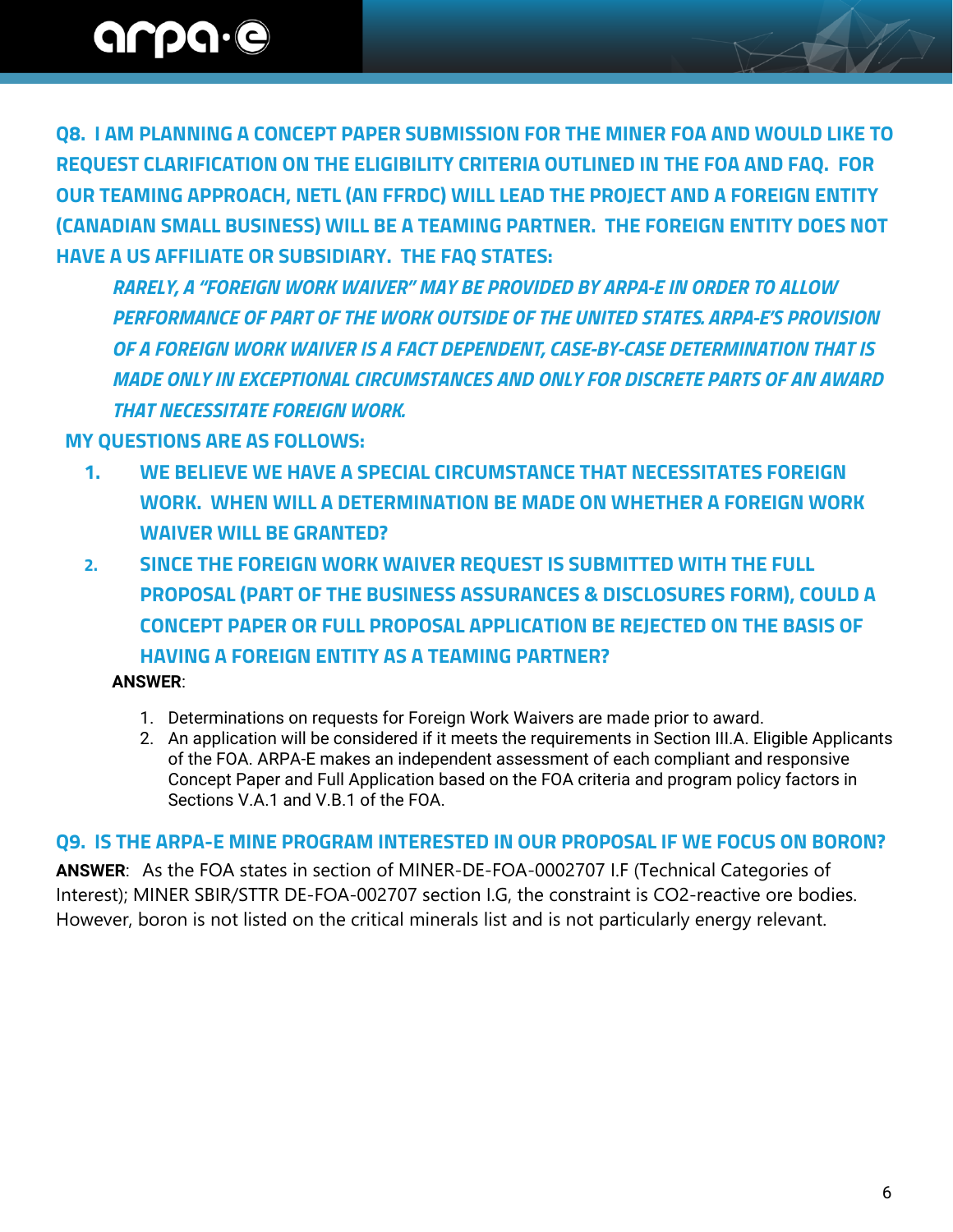## Q8. I AM PLANNING A CONCEPT PAPER SUBMISSION FOR THE MINER FOA AND WOULD LIKE TO REQUEST CLARIFICATION ON THE ELIGIBILITY CRITERIA OUTLINED IN THE FOA AND FAQ. FOR OUR TEAMING APPROACH, NETL (AN FFRDC) WILL LEAD THE PROJECT AND A FOREIGN ENTITY (CANADIAN SMALL BUSINESS) WILL BE A TEAMING PARTNER. THE FOREIGN ENTITY DOES NOT HAVE A US AFFILIATE OR SUBSIDIARY. THE FAQ STATES:

> ***RARELY, A "FOREIGN WORK WAIVER" MAY BE PROVIDED BY ARPA-E IN ORDER TO ALLOW PERFORMANCE OF PART OF THE WORK OUTSIDE OF THE UNITED STATES. ARPA-E'S PROVISION OF A FOREIGN WORK WAIVER IS A FACT DEPENDENT, CASE-BY-CASE DETERMINATION THAT IS MADE ONLY IN EXCEPTIONAL CIRCUMSTANCES AND ONLY FOR DISCRETE PARTS OF AN AWARD THAT NECESSITATE FOREIGN WORK.***

**MY QUESTIONS ARE AS FOLLOWS:**

1. **WE BELIEVE WE HAVE A SPECIAL CIRCUMSTANCE THAT NECESSITATES FOREIGN WORK. WHEN WILL A DETERMINATION BE MADE ON WHETHER A FOREIGN WORK WAIVER WILL BE GRANTED?**
2. **SINCE THE FOREIGN WORK WAIVER REQUEST IS SUBMITTED WITH THE FULL PROPOSAL (PART OF THE BUSINESS ASSURANCES & DISCLOSURES FORM), COULD A CONCEPT PAPER OR FULL PROPOSAL APPLICATION BE REJECTED ON THE BASIS OF HAVING A FOREIGN ENTITY AS A TEAMING PARTNER?**

**ANSWER**:

1. Determinations on requests for Foreign Work Waivers are made prior to award.
2. An application will be considered if it meets the requirements in Section III.A. Eligible Applicants of the FOA. ARPA-E makes an independent assessment of each compliant and responsive Concept Paper and Full Application based on the FOA criteria and program policy factors in Sections V.A.1 and V.B.1 of the FOA.

## Q9. IS THE ARPA-E MINE PROGRAM INTERESTED IN OUR PROPOSAL IF WE FOCUS ON BORON?

**ANSWER**: As the FOA states in section of MINER-DE-FOA-0002707 I.F (Technical Categories of Interest); MINER SBIR/STTR DE-FOA-002707 section I.G, the constraint is $CO_2$-reactive ore bodies. However, boron is not listed on the critical minerals list and is not particularly energy relevant.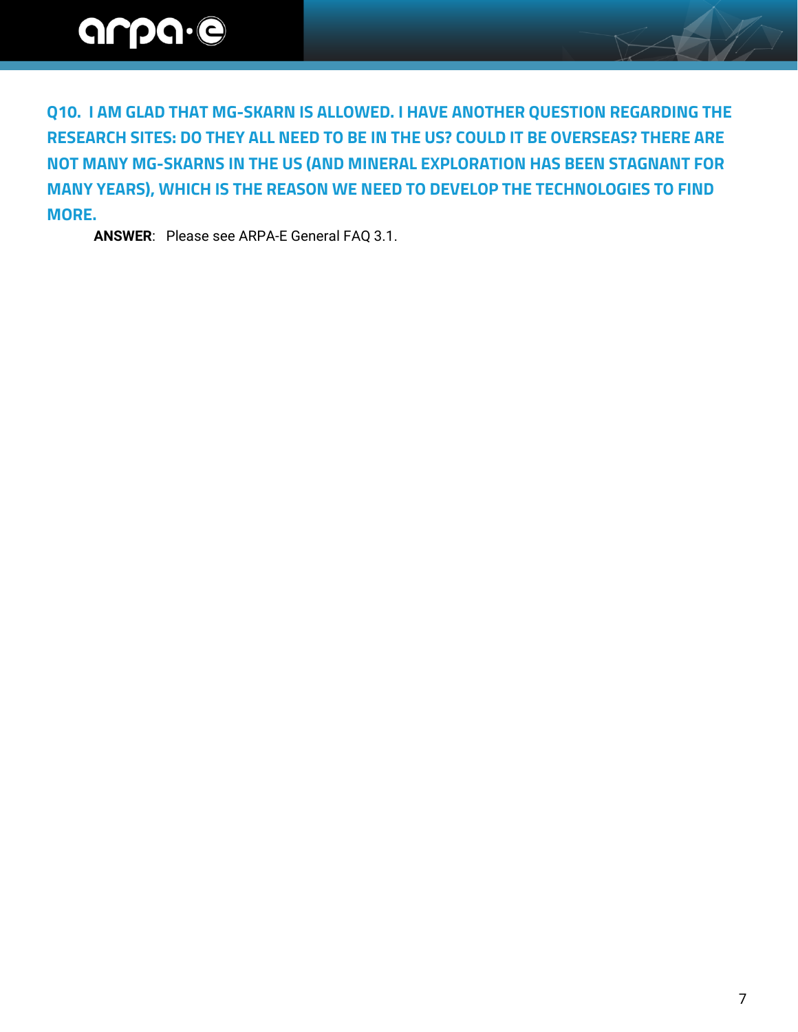**Q10. I AM GLAD THAT MG-SKARN IS ALLOWED. I HAVE ANOTHER QUESTION REGARDING THE RESEARCH SITES: DO THEY ALL NEED TO BE IN THE US? COULD IT BE OVERSEAS? THERE ARE NOT MANY MG-SKARNS IN THE US (AND MINERAL EXPLORATION HAS BEEN STAGNANT FOR MANY YEARS), WHICH IS THE REASON WE NEED TO DEVELOP THE TECHNOLOGIES TO FIND MORE.**

**ANSWER**: Please see ARPA-E General FAQ 3.1.